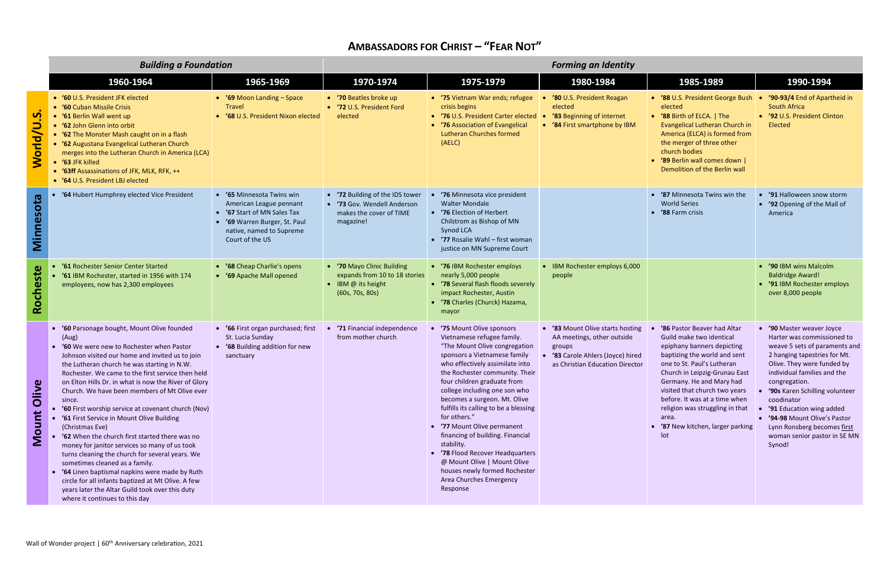# Ambassadors for Christ – "Fear Not"

| | *Building a Foundation* | | *Forming an Identity* | | | | |
|---|---|---|---|---|---|---|---|
| | **1960-1964** | **1965-1969** | **1970-1974** | **1975-1979** | **1980-1984** | **1985-1989** | **1990-1994** |
| **World/U.S.** | • **'60** U.S. President JFK elected<br>• **'60** Cuban Missile Crisis<br>• **'61** Berlin Wall went up<br>• **'62** John Glenn into orbit<br>• **'62** The Monster Mash caught on in a flash<br>• **'62** Augustana Evangelical Lutheran Church merges into the Lutheran Church in America (LCA)<br>• **'63** JFK killed<br>• **'63ff** Assassinations of JFK, MLK, RFK, ++<br>• **'64** U.S. President LBJ elected | • **'69** Moon Landing – Space Travel<br>• **'68** U.S. President Nixon elected | • **'70** Beatles broke up<br>• **'72** U.S. President Ford elected | • **'75** Vietnam War ends; refugee crisis begins<br>• **'76** U.S. President Carter elected<br>• **'76** Association of Evangelical Lutheran Churches formed (AELC) | • **'80** U.S. President Reagan elected<br>• **'83** Beginning of internet<br>• **'84** First smartphone by IBM | • **'88** U.S. President George Bush elected<br>• **'88** Birth of ELCA. \| The Evangelical Lutheran Church in America (ELCA) is formed from the merger of three other church bodies<br>• **'89** Berlin wall comes down \| Demolition of the Berlin wall | • **'90-93/4** End of Apartheid in South Africa<br>• **'92** U.S. President Clinton Elected |
| **Minnesota** | • **'64** Hubert Humphrey elected Vice President | • **'65** Minnesota Twins win American League pennant<br>• **'67** Start of MN Sales Tax<br>• **'69** Warren Burger, St. Paul native, named to Supreme Court of the US | • **'72** Building of the IDS tower<br>• **'73** Gov. Wendell Anderson makes the cover of TIME magazine! | • **'76** Minnesota vice president Walter Mondale<br>• **'76** Election of Herbert Chilstrom as Bishop of MN Synod LCA<br>• **'77** Rosalie Wahl – first woman justice on MN Supreme Court | | • **'87** Minnesota Twins win the World Series<br>• **'88** Farm crisis | • **'91** Halloween snow storm<br>• **'92** Opening of the Mall of America |
| **Rocheste** | • **'61** Rochester Senior Center Started<br>• **'61** IBM Rochester, started in 1956 with 174 employees, now has 2,300 employees | • **'68** Cheap Charlie's opens<br>• **'69** Apache Mall opened | • **'70** Mayo Clinic Building expands from 10 to 18 stories<br>• IBM @ its height (60s, 70s, 80s) | • **'76** IBM Rochester employs nearly 5,000 people<br>• **'78** Several flash floods severely impact Rochester, Austin<br>• **'78** Charles (Churck) Hazama, mayor | • IBM Rochester employs 6,000 people | | • **'90** IBM wins Malcolm Baldridge Award!<br>• **'91** IBM Rochester employs over 8,000 people |
| **Mount Olive** | • **'60** Parsonage bought, Mount Olive founded (Aug)<br>• **'60** We were new to Rochester when Pastor Johnson visited our home and invited us to join the Lutheran church he was starting in N.W. Rochester. We came to the first service then held on Elton Hills Dr. in what is now the River of Glory Church. We have been members of Mt Olive ever since.<br>• **'60** First worship service at covenant church (Nov)<br>• **'61** First Service in Mount Olive Building (Christmas Eve)<br>• **'62** When the church first started there was no money for janitor services so many of us took turns cleaning the church for several years. We sometimes cleaned as a family.<br>• **'64** Linen baptismal napkins were made by Ruth circle for all infants baptized at Mt Olive. A few years later the Altar Guild took over this duty where it continues to this day | • **'66** First organ purchased; first St. Lucia Sunday<br>• **'68** Building addition for new sanctuary | • **'71** Financial independence from mother church | • **'75** Mount Olive sponsors Vietnamese refugee family. "The Mount Olive congregation sponsors a Vietnamese family who effectively assimilate into the Rochester community. Their four children graduate from college including one son who becomes a surgeon. Mt. Olive fulfills its calling to be a blessing for others."<br>• **'77** Mount Olive permanent financing of building. Financial stability.<br>• **'78** Flood Recover Headquarters @ Mount Olive \| Mount Olive houses newly formed Rochester Area Churches Emergency Response | • **'83** Mount Olive starts hosting AA meetings, other outside groups<br>• **'83** Carole Ahlers (Joyce) hired as Christian Education Director | • **'86** Pastor Beaver had Altar Guild make two identical epiphany banners depicting baptizing the world and sent one to St. Paul's Lutheran Church in Leipzig-Grunau East Germany. He and Mary had visited that church two years before. It was at a time when religion was struggling in that area.<br>• **'87** New kitchen, larger parking lot | • **'90** Master weaver Joyce Harter was commissioned to weave 5 sets of paraments and 2 hanging tapestries for Mt. Olive. They were funded by individual families and the congregation.<br>• **'90s** Karen Schilling volunteer coordinator<br>• **'91** Education wing added<br>• **'94-98** Mount Olive's Pastor Lynn Ronsberg becomes first woman senior pastor in SE MN Synod! |

Wall of Wonder project | 60th Anniversary celebration, 2021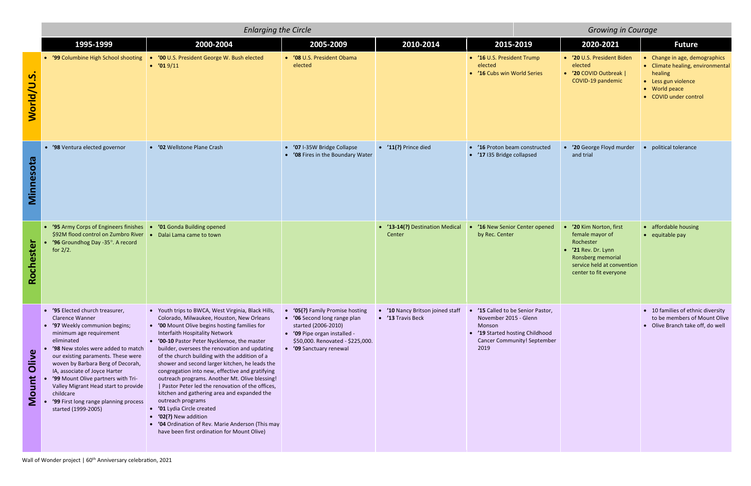| | *Enlarging the Circle* | | | | | *Growing in Courage* | |
|---|---|---|---|---|---|---|---|
| | **1995-1999** | **2000-2004** | **2005-2009** | **2010-2014** | **2015-2019** | **2020-2021** | **Future** |
| **World/U.S.** | • **'99** Columbine High School shooting | • **'00** U.S. President George W. Bush elected<br>• **'01** 9/11 | • **'08** U.S. President Obama elected | | • **'16** U.S. President Trump elected<br>• **'16** Cubs win World Series | • **'20** U.S. President Biden elected<br>• **'20** COVID Outbreak \| COVID-19 pandemic | • Change in age, demographics<br>• Climate healing, environmental healing<br>• Less gun violence<br>• World peace<br>• COVID under control |
| **Minnesota** | • **'98** Ventura elected governor | • **'02** Wellstone Plane Crash | • **'07** I-35W Bridge Collapse<br>• **'08** Fires in the Boundary Water | • **'11(?)** Prince died | • **'16** Proton beam constructed<br>• **'17** I35 Bridge collapsed | • **'20** George Floyd murder and trial | • political tolerance |
| **Rochester** | • **'95** Army Corps of Engineers finishes $92M flood control on Zumbro River<br>• **'96** Groundhog Day -35°. A record for 2/2. | • **'01** Gonda Building opened<br>• Dalai Lama came to town | | • **'13-14(?)** Destination Medical Center | • **'16** New Senior Center opened by Rec. Center | • **'20** Kim Norton, first female mayor of Rochester<br>• **'21** Rev. Dr. Lynn Ronsberg memorial service held at convention center to fit everyone | • affordable housing<br>• equitable pay |
| **Mount Olive** | • **'95** Elected church treasurer, Clarence Wanner<br>• **'97** Weekly communion begins; minimum age requirement eliminated<br>• **'98** New stoles were added to match our existing paraments. These were woven by Barbara Berg of Decorah, IA, associate of Joyce Harter<br>• **'99** Mount Olive partners with Tri-Valley Migrant Head start to provide childcare<br>• **'99** First long range planning process started (1999-2005) | • Youth trips to BWCA, West Virginia, Black Hills, Colorado, Milwaukee, Houston, New Orleans<br>• **'00** Mount Olive begins hosting families for Interfaith Hospitality Network<br>• **'00-10** Pastor Peter Nycklemoe, the master builder, oversees the renovation and updating of the church building with the addition of a shower and second larger kitchen, he leads the congregation into new, effective and gratifying outreach programs. Another Mt. Olive blessing! \| Pastor Peter led the renovation of the offices, kitchen and gathering area and expanded the outreach programs<br>• **'01** Lydia Circle created<br>• **'02(?)** New addition<br>• **'04** Ordination of Rev. Marie Anderson (This may have been first ordination for Mount Olive) | • **'05(?)** Family Promise hosting<br>• **'06** Second long range plan started (2006-2010)<br>• **'09** Pipe organ installed - $50,000. Renovated - $225,000.<br>• **'09** Sanctuary renewal | • **'10** Nancy Britson joined staff<br>• **'13** Travis Beck | • **'15** Called to be Senior Pastor, November 2015 - Glenn Monson<br>• **'19** Started hosting Childhood Cancer Community! September 2019 | | • 10 families of ethnic diversity to be members of Mount Olive<br>• Olive Branch take off, do well |

Wall of Wonder project | 60th Anniversary celebration, 2021